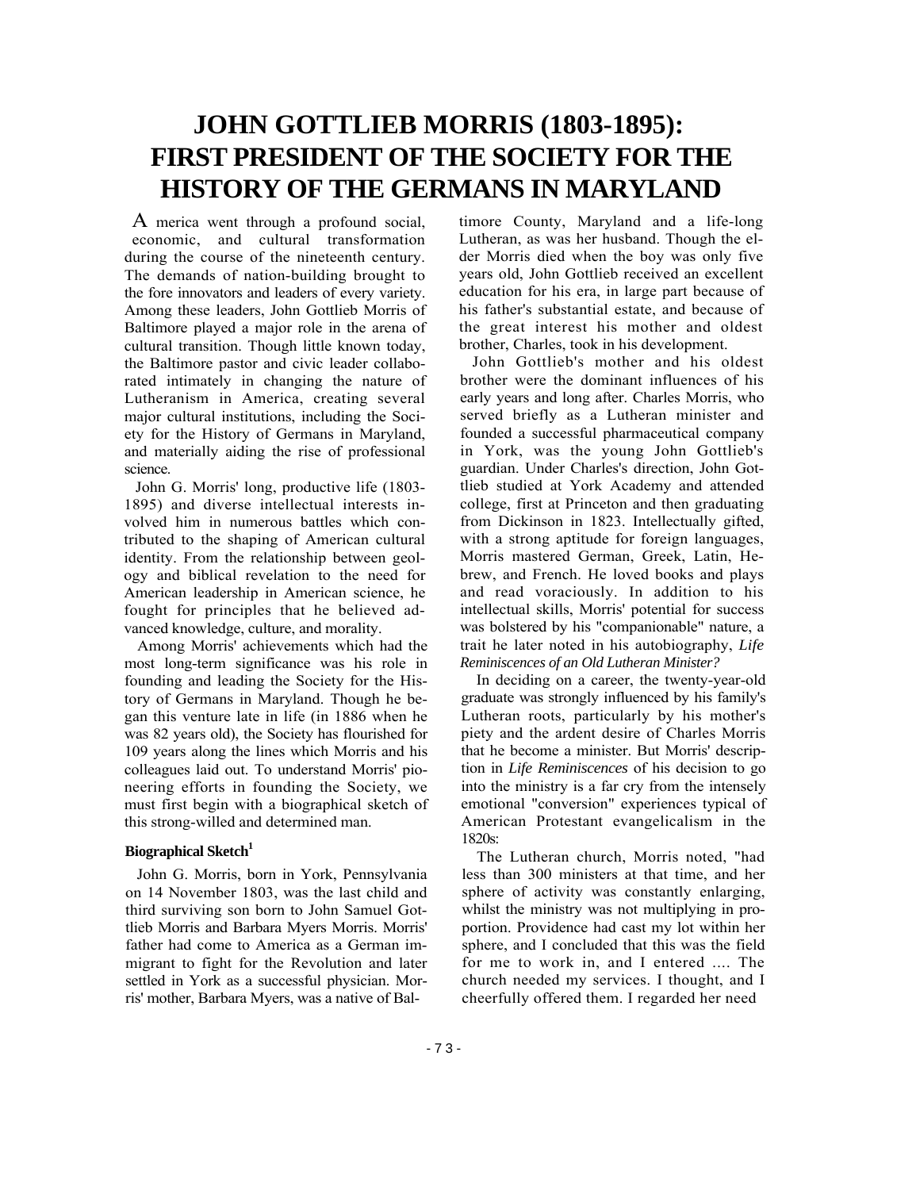# JOHN GOTTLIEB MORRIS (1803-1895): FIRST PRESIDENT OF THE SOCIETY FOR THE HISTORY OF THE GERMANS IN MARYLAND

America went through a profound social, economic, and cultural transformation during the course of the nineteenth century. The demands of nation-building brought to the fore innovators and leaders of every variety. Among these leaders, John Gottlieb Morris of Baltimore played a major role in the arena of cultural transition. Though little known today, the Baltimore pastor and civic leader collaborated intimately in changing the nature of Lutheranism in America, creating several major cultural institutions, including the Society for the History of Germans in Maryland, and materially aiding the rise of professional science.

John G. Morris' long, productive life (1803-1895) and diverse intellectual interests involved him in numerous battles which contributed to the shaping of American cultural identity. From the relationship between geology and biblical revelation to the need for American leadership in American science, he fought for principles that he believed advanced knowledge, culture, and morality.

Among Morris' achievements which had the most long-term significance was his role in founding and leading the Society for the History of Germans in Maryland. Though he began this venture late in life (in 1886 when he was 82 years old), the Society has flourished for 109 years along the lines which Morris and his colleagues laid out. To understand Morris' pioneering efforts in founding the Society, we must first begin with a biographical sketch of this strong-willed and determined man.

### Biographical Sketch[1]

John G. Morris, born in York, Pennsylvania on 14 November 1803, was the last child and third surviving son born to John Samuel Gottlieb Morris and Barbara Myers Morris. Morris' father had come to America as a German immigrant to fight for the Revolution and later settled in York as a successful physician. Morris' mother, Barbara Myers, was a native of Baltimore County, Maryland and a life-long Lutheran, as was her husband. Though the elder Morris died when the boy was only five years old, John Gottlieb received an excellent education for his era, in large part because of his father's substantial estate, and because of the great interest his mother and oldest brother, Charles, took in his development.

John Gottlieb's mother and his oldest brother were the dominant influences of his early years and long after. Charles Morris, who served briefly as a Lutheran minister and founded a successful pharmaceutical company in York, was the young John Gottlieb's guardian. Under Charles's direction, John Gottlieb studied at York Academy and attended college, first at Princeton and then graduating from Dickinson in 1823. Intellectually gifted, with a strong aptitude for foreign languages, Morris mastered German, Greek, Latin, Hebrew, and French. He loved books and plays and read voraciously. In addition to his intellectual skills, Morris' potential for success was bolstered by his "companionable" nature, a trait he later noted in his autobiography, *Life Reminiscences of an Old Lutheran Minister?*

In deciding on a career, the twenty-year-old graduate was strongly influenced by his family's Lutheran roots, particularly by his mother's piety and the ardent desire of Charles Morris that he become a minister. But Morris' description in *Life Reminiscences* of his decision to go into the ministry is a far cry from the intensely emotional "conversion" experiences typical of American Protestant evangelicalism in the 1820s:

The Lutheran church, Morris noted, "had less than 300 ministers at that time, and her sphere of activity was constantly enlarging, whilst the ministry was not multiplying in proportion. Providence had cast my lot within her sphere, and I concluded that this was the field for me to work in, and I entered .... The church needed my services. I thought, and I cheerfully offered them. I regarded her need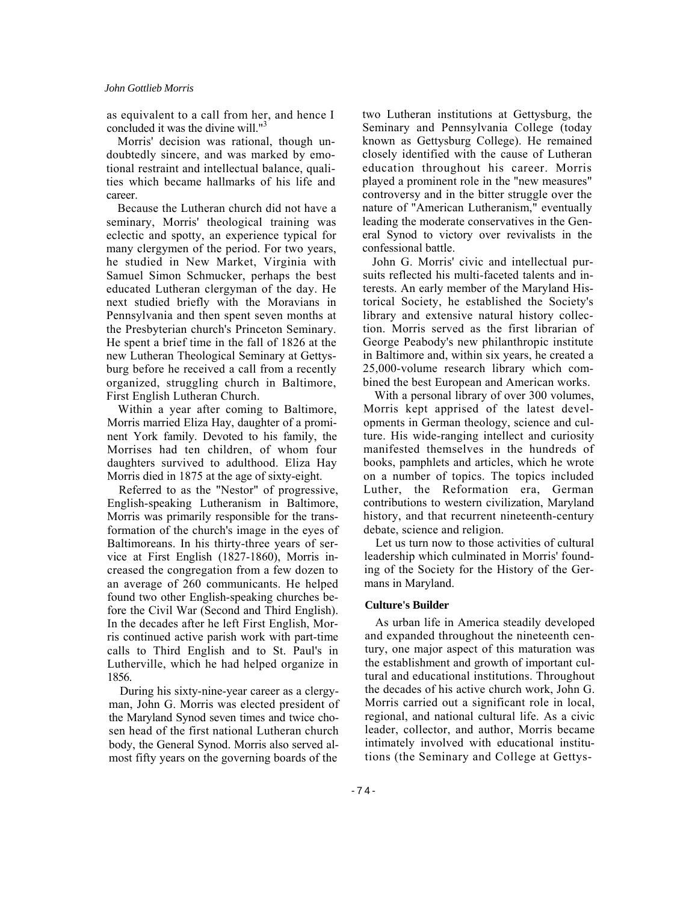as equivalent to a call from her, and hence I concluded it was the divine will."[3]

Morris' decision was rational, though undoubtedly sincere, and was marked by emotional restraint and intellectual balance, qualities which became hallmarks of his life and career.

Because the Lutheran church did not have a seminary, Morris' theological training was eclectic and spotty, an experience typical for many clergymen of the period. For two years, he studied in New Market, Virginia with Samuel Simon Schmucker, perhaps the best educated Lutheran clergyman of the day. He next studied briefly with the Moravians in Pennsylvania and then spent seven months at the Presbyterian church's Princeton Seminary. He spent a brief time in the fall of 1826 at the new Lutheran Theological Seminary at Gettysburg before he received a call from a recently organized, struggling church in Baltimore, First English Lutheran Church.

Within a year after coming to Baltimore, Morris married Eliza Hay, daughter of a prominent York family. Devoted to his family, the Morrises had ten children, of whom four daughters survived to adulthood. Eliza Hay Morris died in 1875 at the age of sixty-eight.

Referred to as the "Nestor" of progressive, English-speaking Lutheranism in Baltimore, Morris was primarily responsible for the transformation of the church's image in the eyes of Baltimoreans. In his thirty-three years of service at First English (1827-1860), Morris increased the congregation from a few dozen to an average of 260 communicants. He helped found two other English-speaking churches before the Civil War (Second and Third English). In the decades after he left First English, Morris continued active parish work with part-time calls to Third English and to St. Paul's in Lutherville, which he had helped organize in 1856.

During his sixty-nine-year career as a clergyman, John G. Morris was elected president of the Maryland Synod seven times and twice chosen head of the first national Lutheran church body, the General Synod. Morris also served almost fifty years on the governing boards of the two Lutheran institutions at Gettysburg, the Seminary and Pennsylvania College (today known as Gettysburg College). He remained closely identified with the cause of Lutheran education throughout his career. Morris played a prominent role in the "new measures" controversy and in the bitter struggle over the nature of "American Lutheranism," eventually leading the moderate conservatives in the General Synod to victory over revivalists in the confessional battle.

John G. Morris' civic and intellectual pursuits reflected his multi-faceted talents and interests. An early member of the Maryland Historical Society, he established the Society's library and extensive natural history collection. Morris served as the first librarian of George Peabody's new philanthropic institute in Baltimore and, within six years, he created a 25,000-volume research library which combined the best European and American works.

With a personal library of over 300 volumes, Morris kept apprised of the latest developments in German theology, science and culture. His wide-ranging intellect and curiosity manifested themselves in the hundreds of books, pamphlets and articles, which he wrote on a number of topics. The topics included Luther, the Reformation era, German contributions to western civilization, Maryland history, and that recurrent nineteenth-century debate, science and religion.

Let us turn now to those activities of cultural leadership which culminated in Morris' founding of the Society for the History of the Germans in Maryland.

### Culture's Builder

As urban life in America steadily developed and expanded throughout the nineteenth century, one major aspect of this maturation was the establishment and growth of important cultural and educational institutions. Throughout the decades of his active church work, John G. Morris carried out a significant role in local, regional, and national cultural life. As a civic leader, collector, and author, Morris became intimately involved with educational institutions (the Seminary and College at Gettys-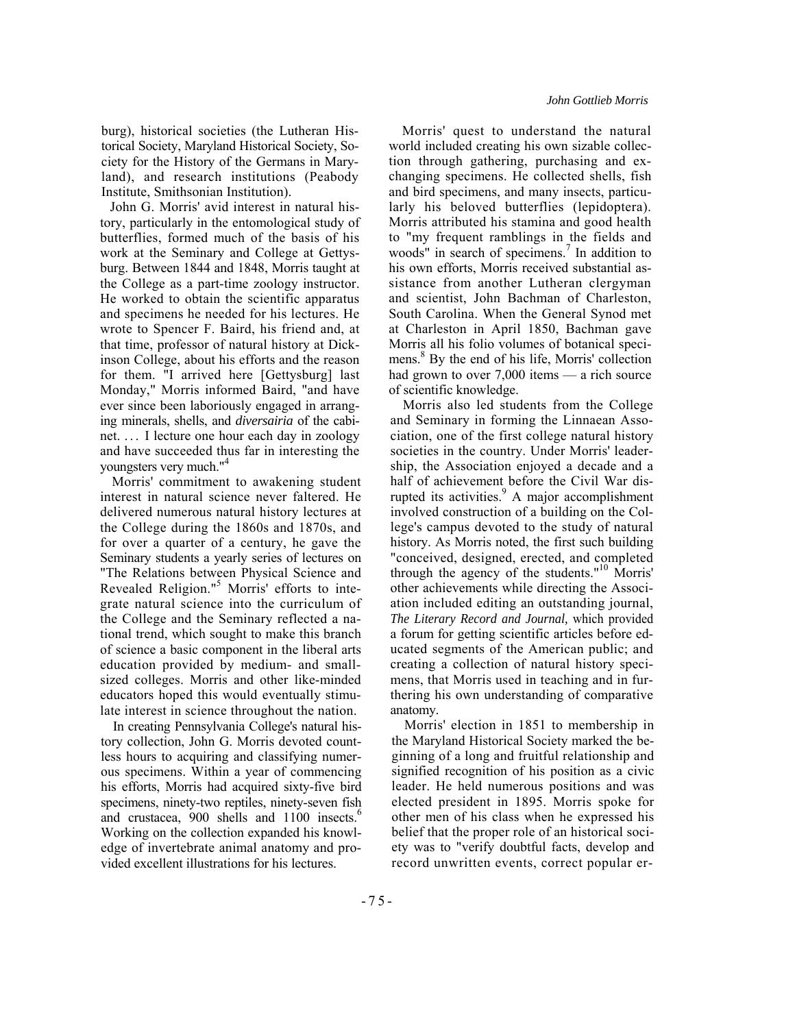burg), historical societies (the Lutheran Historical Society, Maryland Historical Society, Society for the History of the Germans in Maryland), and research institutions (Peabody Institute, Smithsonian Institution).

John G. Morris' avid interest in natural history, particularly in the entomological study of butterflies, formed much of the basis of his work at the Seminary and College at Gettysburg. Between 1844 and 1848, Morris taught at the College as a part-time zoology instructor. He worked to obtain the scientific apparatus and specimens he needed for his lectures. He wrote to Spencer F. Baird, his friend and, at that time, professor of natural history at Dickinson College, about his efforts and the reason for them. "I arrived here [Gettysburg] last Monday," Morris informed Baird, "and have ever since been laboriously engaged in arranging minerals, shells, and *diversairia* of the cabinet. . . . I lecture one hour each day in zoology and have succeeded thus far in interesting the youngsters very much."[4]

Morris' commitment to awakening student interest in natural science never faltered. He delivered numerous natural history lectures at the College during the 1860s and 1870s, and for over a quarter of a century, he gave the Seminary students a yearly series of lectures on "The Relations between Physical Science and Revealed Religion."[5] Morris' efforts to integrate natural science into the curriculum of the College and the Seminary reflected a national trend, which sought to make this branch of science a basic component in the liberal arts education provided by medium- and small-sized colleges. Morris and other like-minded educators hoped this would eventually stimulate interest in science throughout the nation.

In creating Pennsylvania College's natural history collection, John G. Morris devoted countless hours to acquiring and classifying numerous specimens. Within a year of commencing his efforts, Morris had acquired sixty-five bird specimens, ninety-two reptiles, ninety-seven fish and crustacea, 900 shells and 1100 insects.[6] Working on the collection expanded his knowledge of invertebrate animal anatomy and provided excellent illustrations for his lectures.

Morris' quest to understand the natural world included creating his own sizable collection through gathering, purchasing and exchanging specimens. He collected shells, fish and bird specimens, and many insects, particularly his beloved butterflies (lepidoptera). Morris attributed his stamina and good health to "my frequent ramblings in the fields and woods" in search of specimens.[7] In addition to his own efforts, Morris received substantial assistance from another Lutheran clergyman and scientist, John Bachman of Charleston, South Carolina. When the General Synod met at Charleston in April 1850, Bachman gave Morris all his folio volumes of botanical specimens.[8] By the end of his life, Morris' collection had grown to over 7,000 items — a rich source of scientific knowledge.

Morris also led students from the College and Seminary in forming the Linnaean Association, one of the first college natural history societies in the country. Under Morris' leadership, the Association enjoyed a decade and a half of achievement before the Civil War disrupted its activities.[9] A major accomplishment involved construction of a building on the College's campus devoted to the study of natural history. As Morris noted, the first such building "conceived, designed, erected, and completed through the agency of the students."[10] Morris' other achievements while directing the Association included editing an outstanding journal, *The Literary Record and Journal,* which provided a forum for getting scientific articles before educated segments of the American public; and creating a collection of natural history specimens, that Morris used in teaching and in furthering his own understanding of comparative anatomy.

Morris' election in 1851 to membership in the Maryland Historical Society marked the beginning of a long and fruitful relationship and signified recognition of his position as a civic leader. He held numerous positions and was elected president in 1895. Morris spoke for other men of his class when he expressed his belief that the proper role of an historical society was to "verify doubtful facts, develop and record unwritten events, correct popular er-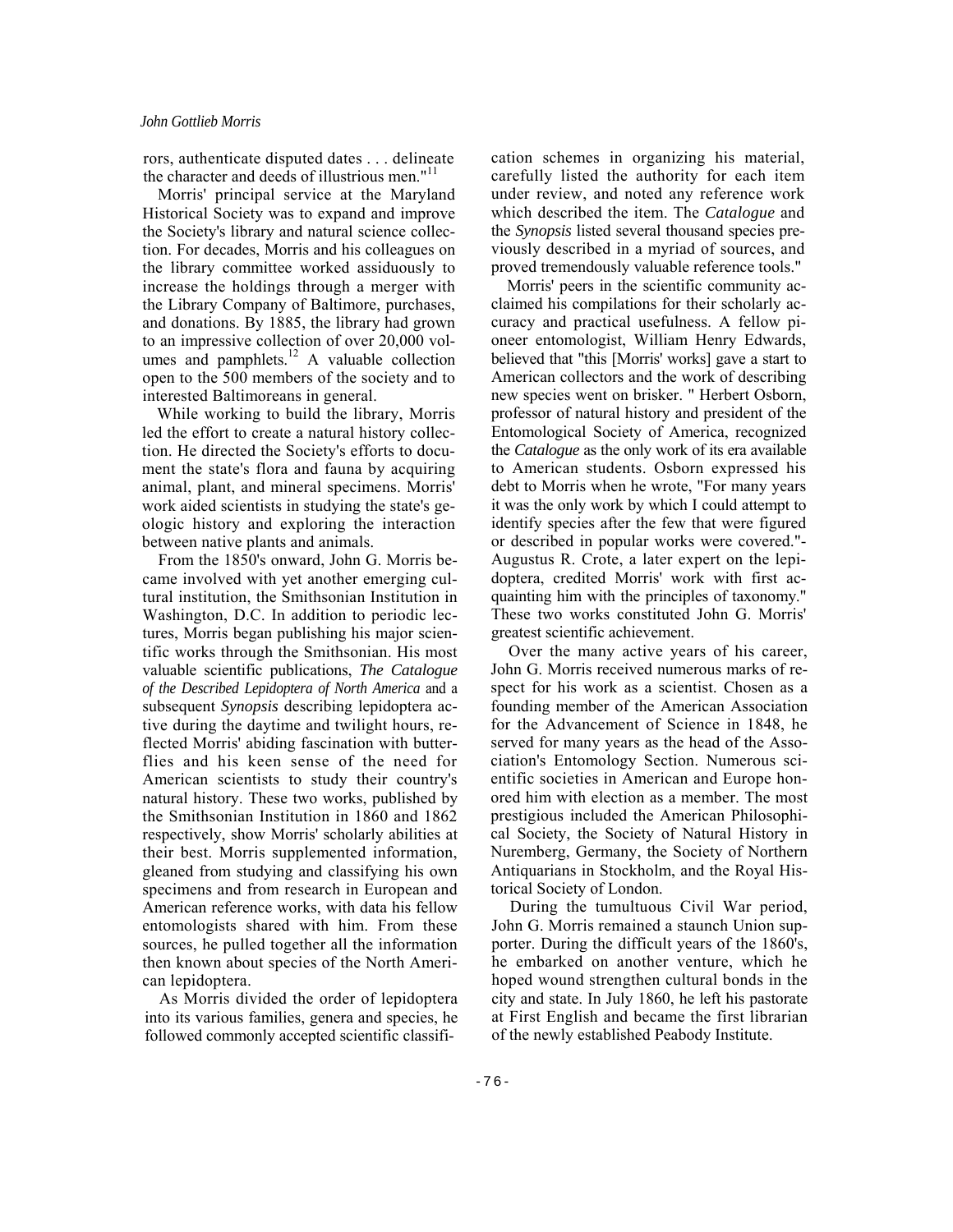rors, authenticate disputed dates . . . delineate the character and deeds of illustrious men."[11]

Morris' principal service at the Maryland Historical Society was to expand and improve the Society's library and natural science collection. For decades, Morris and his colleagues on the library committee worked assiduously to increase the holdings through a merger with the Library Company of Baltimore, purchases, and donations. By 1885, the library had grown to an impressive collection of over 20,000 volumes and pamphlets.[12] A valuable collection open to the 500 members of the society and to interested Baltimoreans in general.

While working to build the library, Morris led the effort to create a natural history collection. He directed the Society's efforts to document the state's flora and fauna by acquiring animal, plant, and mineral specimens. Morris' work aided scientists in studying the state's geologic history and exploring the interaction between native plants and animals.

From the 1850's onward, John G. Morris became involved with yet another emerging cultural institution, the Smithsonian Institution in Washington, D.C. In addition to periodic lectures, Morris began publishing his major scientific works through the Smithsonian. His most valuable scientific publications, *The Catalogue of the Described Lepidoptera of North America* and a subsequent *Synopsis* describing lepidoptera active during the daytime and twilight hours, reflected Morris' abiding fascination with butterflies and his keen sense of the need for American scientists to study their country's natural history. These two works, published by the Smithsonian Institution in 1860 and 1862 respectively, show Morris' scholarly abilities at their best. Morris supplemented information, gleaned from studying and classifying his own specimens and from research in European and American reference works, with data his fellow entomologists shared with him. From these sources, he pulled together all the information then known about species of the North American lepidoptera.

As Morris divided the order of lepidoptera into its various families, genera and species, he followed commonly accepted scientific classification schemes in organizing his material, carefully listed the authority for each item under review, and noted any reference work which described the item. The *Catalogue* and the *Synopsis* listed several thousand species previously described in a myriad of sources, and proved tremendously valuable reference tools."

Morris' peers in the scientific community acclaimed his compilations for their scholarly accuracy and practical usefulness. A fellow pioneer entomologist, William Henry Edwards, believed that "this [Morris' works] gave a start to American collectors and the work of describing new species went on brisker. " Herbert Osborn, professor of natural history and president of the Entomological Society of America, recognized the *Catalogue* as the only work of its era available to American students. Osborn expressed his debt to Morris when he wrote, "For many years it was the only work by which I could attempt to identify species after the few that were figured or described in popular works were covered."- Augustus R. Crote, a later expert on the lepidoptera, credited Morris' work with first acquainting him with the principles of taxonomy." These two works constituted John G. Morris' greatest scientific achievement.

Over the many active years of his career, John G. Morris received numerous marks of respect for his work as a scientist. Chosen as a founding member of the American Association for the Advancement of Science in 1848, he served for many years as the head of the Association's Entomology Section. Numerous scientific societies in American and Europe honored him with election as a member. The most prestigious included the American Philosophical Society, the Society of Natural History in Nuremberg, Germany, the Society of Northern Antiquarians in Stockholm, and the Royal Historical Society of London.

During the tumultuous Civil War period, John G. Morris remained a staunch Union supporter. During the difficult years of the 1860's, he embarked on another venture, which he hoped wound strengthen cultural bonds in the city and state. In July 1860, he left his pastorate at First English and became the first librarian of the newly established Peabody Institute.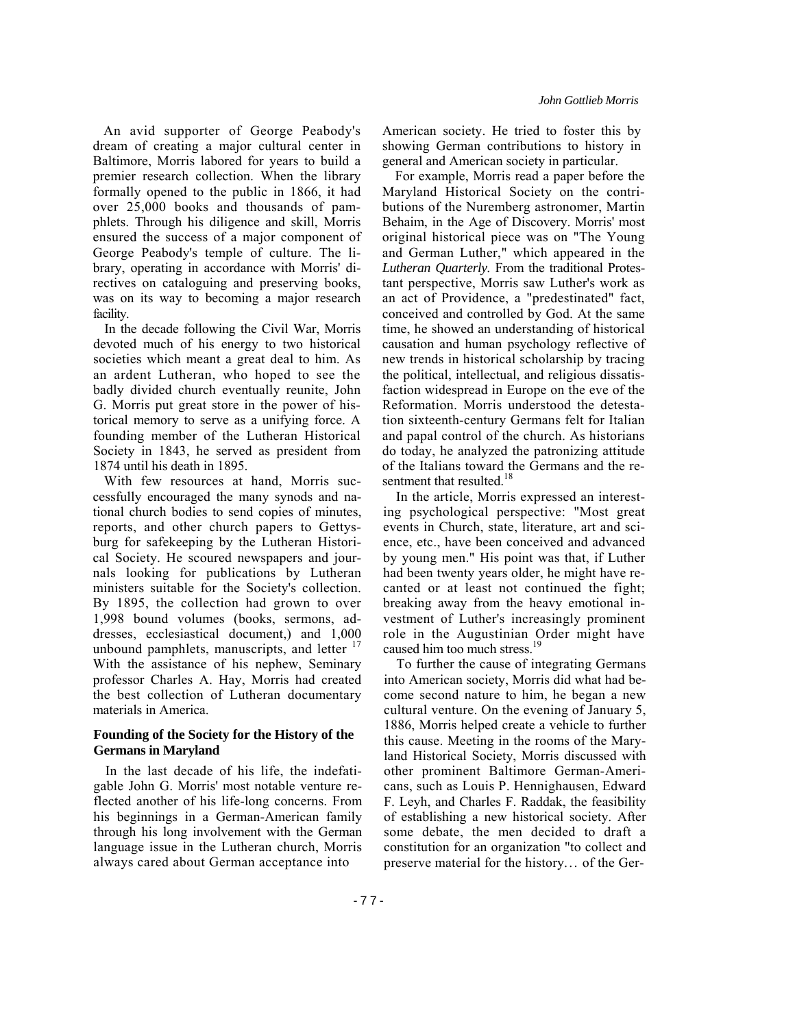An avid supporter of George Peabody's dream of creating a major cultural center in Baltimore, Morris labored for years to build a premier research collection. When the library formally opened to the public in 1866, it had over 25,000 books and thousands of pamphlets. Through his diligence and skill, Morris ensured the success of a major component of George Peabody's temple of culture. The library, operating in accordance with Morris' directives on cataloguing and preserving books, was on its way to becoming a major research facility.

In the decade following the Civil War, Morris devoted much of his energy to two historical societies which meant a great deal to him. As an ardent Lutheran, who hoped to see the badly divided church eventually reunite, John G. Morris put great store in the power of historical memory to serve as a unifying force. A founding member of the Lutheran Historical Society in 1843, he served as president from 1874 until his death in 1895.

With few resources at hand, Morris successfully encouraged the many synods and national church bodies to send copies of minutes, reports, and other church papers to Gettysburg for safekeeping by the Lutheran Historical Society. He scoured newspapers and journals looking for publications by Lutheran ministers suitable for the Society's collection. By 1895, the collection had grown to over 1,998 bound volumes (books, sermons, addresses, ecclesiastical document,) and 1,000 unbound pamphlets, manuscripts, and letter [17] With the assistance of his nephew, Seminary professor Charles A. Hay, Morris had created the best collection of Lutheran documentary materials in America.

### Founding of the Society for the History of the Germans in Maryland

In the last decade of his life, the indefatigable John G. Morris' most notable venture reflected another of his life-long concerns. From his beginnings in a German-American family through his long involvement with the German language issue in the Lutheran church, Morris always cared about German acceptance into American society. He tried to foster this by showing German contributions to history in general and American society in particular.

For example, Morris read a paper before the Maryland Historical Society on the contributions of the Nuremberg astronomer, Martin Behaim, in the Age of Discovery. Morris' most original historical piece was on "The Young and German Luther," which appeared in the *Lutheran Quarterly.* From the traditional Protestant perspective, Morris saw Luther's work as an act of Providence, a "predestinated" fact, conceived and controlled by God. At the same time, he showed an understanding of historical causation and human psychology reflective of new trends in historical scholarship by tracing the political, intellectual, and religious dissatisfaction widespread in Europe on the eve of the Reformation. Morris understood the detestation sixteenth-century Germans felt for Italian and papal control of the church. As historians do today, he analyzed the patronizing attitude of the Italians toward the Germans and the resentment that resulted.[18]

In the article, Morris expressed an interesting psychological perspective: "Most great events in Church, state, literature, art and science, etc., have been conceived and advanced by young men." His point was that, if Luther had been twenty years older, he might have recanted or at least not continued the fight; breaking away from the heavy emotional investment of Luther's increasingly prominent role in the Augustinian Order might have caused him too much stress.[19]

To further the cause of integrating Germans into American society, Morris did what had become second nature to him, he began a new cultural venture. On the evening of January 5, 1886, Morris helped create a vehicle to further this cause. Meeting in the rooms of the Maryland Historical Society, Morris discussed with other prominent Baltimore German-Americans, such as Louis P. Hennighausen, Edward F. Leyh, and Charles F. Raddak, the feasibility of establishing a new historical society. After some debate, the men decided to draft a constitution for an organization "to collect and preserve material for the history… of the Ger-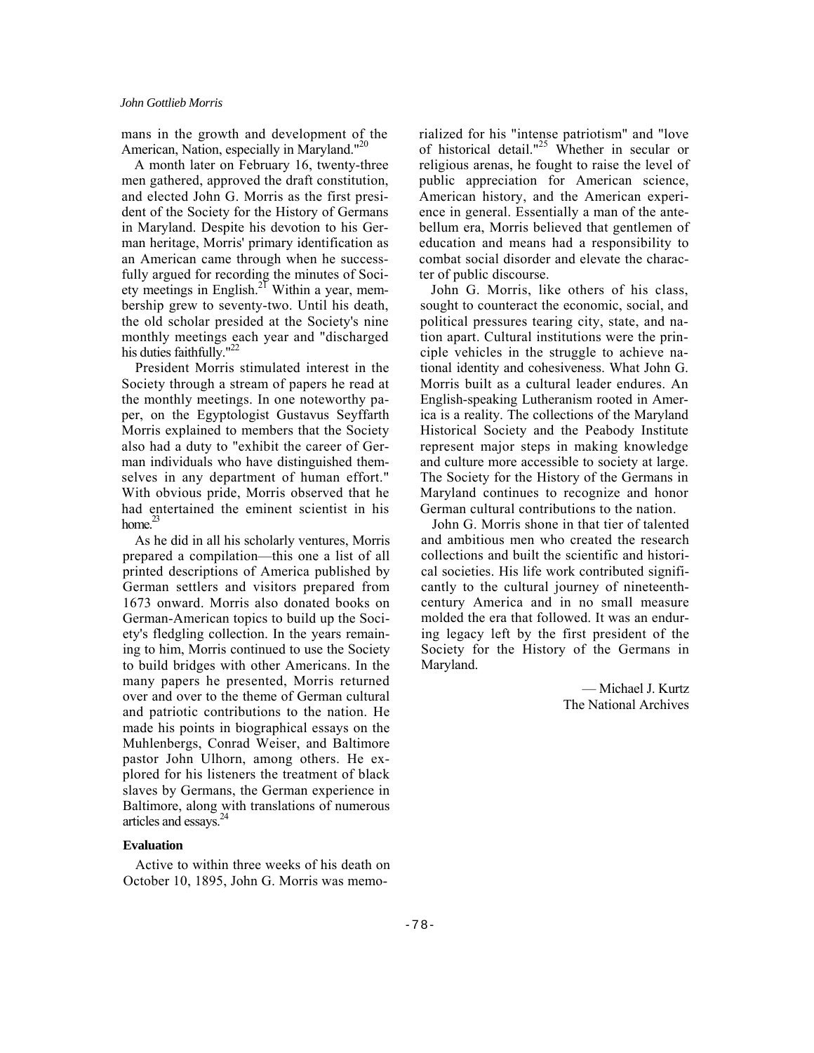mans in the growth and development of the American, Nation, especially in Maryland."[20]

A month later on February 16, twenty-three men gathered, approved the draft constitution, and elected John G. Morris as the first president of the Society for the History of Germans in Maryland. Despite his devotion to his German heritage, Morris' primary identification as an American came through when he successfully argued for recording the minutes of Society meetings in English.[21] Within a year, membership grew to seventy-two. Until his death, the old scholar presided at the Society's nine monthly meetings each year and "discharged his duties faithfully."[22]

President Morris stimulated interest in the Society through a stream of papers he read at the monthly meetings. In one noteworthy paper, on the Egyptologist Gustavus Seyffarth Morris explained to members that the Society also had a duty to "exhibit the career of German individuals who have distinguished themselves in any department of human effort." With obvious pride, Morris observed that he had entertained the eminent scientist in his home.[23]

As he did in all his scholarly ventures, Morris prepared a compilation—this one a list of all printed descriptions of America published by German settlers and visitors prepared from 1673 onward. Morris also donated books on German-American topics to build up the Society's fledgling collection. In the years remaining to him, Morris continued to use the Society to build bridges with other Americans. In the many papers he presented, Morris returned over and over to the theme of German cultural and patriotic contributions to the nation. He made his points in biographical essays on the Muhlenbergs, Conrad Weiser, and Baltimore pastor John Ulhorn, among others. He explored for his listeners the treatment of black slaves by Germans, the German experience in Baltimore, along with translations of numerous articles and essays.[24]

**Evaluation**

Active to within three weeks of his death on October 10, 1895, John G. Morris was memorialized for his "intense patriotism" and "love of historical detail."[25] Whether in secular or religious arenas, he fought to raise the level of public appreciation for American science, American history, and the American experience in general. Essentially a man of the antebellum era, Morris believed that gentlemen of education and means had a responsibility to combat social disorder and elevate the character of public discourse.

John G. Morris, like others of his class, sought to counteract the economic, social, and political pressures tearing city, state, and nation apart. Cultural institutions were the principle vehicles in the struggle to achieve national identity and cohesiveness. What John G. Morris built as a cultural leader endures. An English-speaking Lutheranism rooted in America is a reality. The collections of the Maryland Historical Society and the Peabody Institute represent major steps in making knowledge and culture more accessible to society at large. The Society for the History of the Germans in Maryland continues to recognize and honor German cultural contributions to the nation.

John G. Morris shone in that tier of talented and ambitious men who created the research collections and built the scientific and historical societies. His life work contributed significantly to the cultural journey of nineteenth-century America and in no small measure molded the era that followed. It was an enduring legacy left by the first president of the Society for the History of the Germans in Maryland.

— Michael J. Kurtz
The National Archives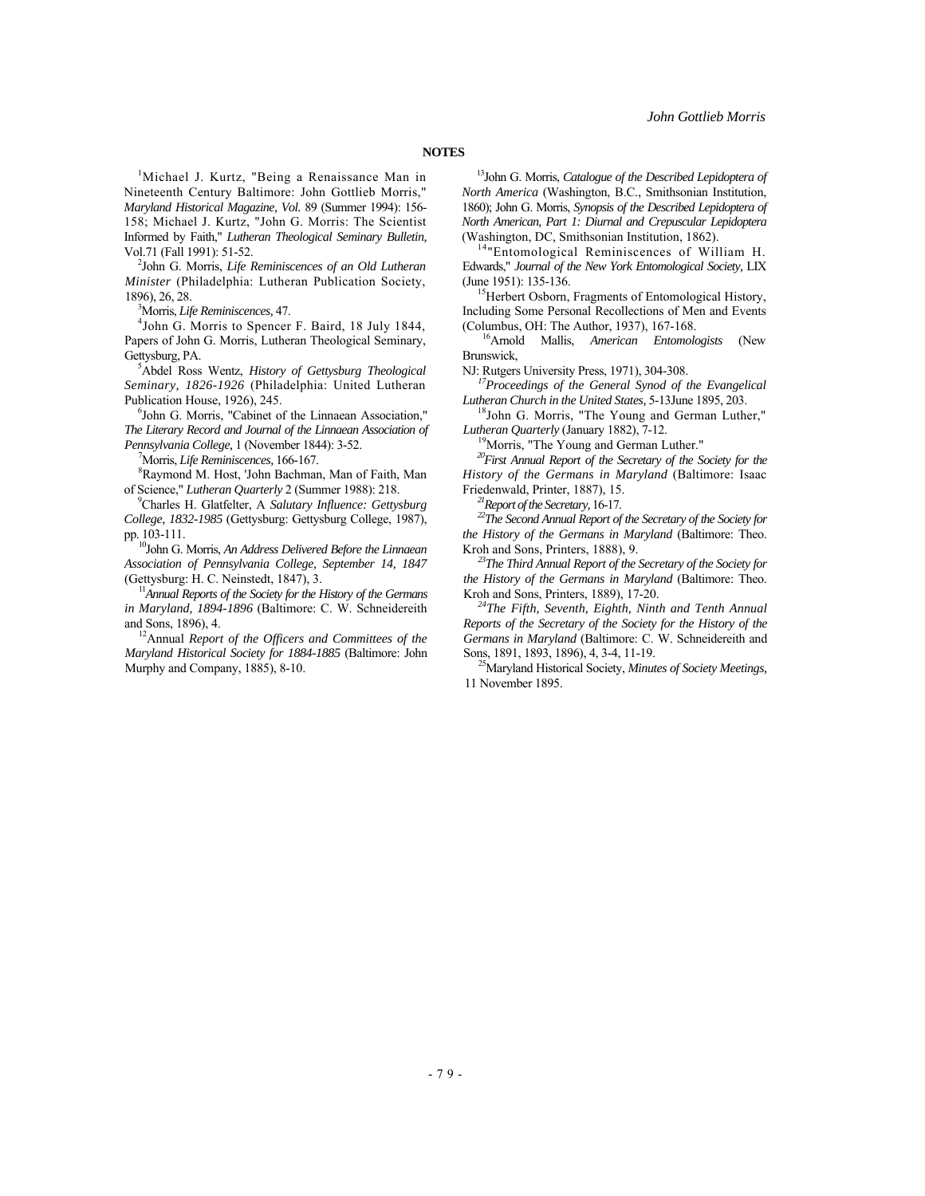## NOTES

[1]Michael J. Kurtz, "Being a Renaissance Man in Nineteenth Century Baltimore: John Gottlieb Morris," *Maryland Historical Magazine, Vol.* 89 (Summer 1994): 156-158; Michael J. Kurtz, "John G. Morris: The Scientist Informed by Faith," *Lutheran Theological Seminary Bulletin,* Vol.71 (Fall 1991): 51-52.

[2]John G. Morris, *Life Reminiscences of an Old Lutheran Minister* (Philadelphia: Lutheran Publication Society, 1896), 26, 28.

[3]Morris, *Life Reminiscences,* 47.

[4]John G. Morris to Spencer F. Baird, 18 July 1844, Papers of John G. Morris, Lutheran Theological Seminary, Gettysburg, PA.

[5]Abdel Ross Wentz, *History of Gettysburg Theological Seminary, 1826-1926* (Philadelphia: United Lutheran Publication House, 1926), 245.

[6]John G. Morris, "Cabinet of the Linnaean Association," *The Literary Record and Journal of the Linnaean Association of Pennsylvania College,* 1 (November 1844): 3-52.

[7]Morris, *Life Reminiscences,* 166-167.

[8]Raymond M. Host, 'John Bachman, Man of Faith, Man of Science," *Lutheran Quarterly* 2 (Summer 1988): 218.

[9]Charles H. Glatfelter, A *Salutary Influence: Gettysburg College, 1832-1985* (Gettysburg: Gettysburg College, 1987), pp. 103-111.

[10]John G. Morris, *An Address Delivered Before the Linnaean Association of Pennsylvania College, September 14, 1847* (Gettysburg: H. C. Neinstedt, 1847), 3.

[11]*Annual Reports of the Society for the History of the Germans in Maryland, 1894-1896* (Baltimore: C. W. Schneidereith and Sons, 1896), 4.

[12]Annual *Report of the Officers and Committees of the Maryland Historical Society for 1884-1885* (Baltimore: John Murphy and Company, 1885), 8-10.

[13]John G. Morris, *Catalogue of the Described Lepidoptera of North America* (Washington, B.C., Smithsonian Institution, 1860); John G. Morris, *Synopsis of the Described Lepidoptera of North American, Part 1: Diurnal and Crepuscular Lepidoptera* (Washington, DC, Smithsonian Institution, 1862).

[14]"Entomological Reminiscences of William H. Edwards," *Journal of the New York Entomological Society,* LIX (June 1951): 135-136.

[15]Herbert Osborn, Fragments of Entomological History, Including Some Personal Recollections of Men and Events (Columbus, OH: The Author, 1937), 167-168.

[16]Arnold Mallis, *American Entomologists* (New Brunswick, NJ: Rutgers University Press, 1971), 304-308.

[17]*Proceedings of the General Synod of the Evangelical Lutheran Church in the United States,* 5-13June 1895, 203.

[18]John G. Morris, "The Young and German Luther," *Lutheran Quarterly* (January 1882), 7-12.

[19]Morris, "The Young and German Luther."

[20]*First Annual Report of the Secretary of the Society for the History of the Germans in Maryland* (Baltimore: Isaac Friedenwald, Printer, 1887), 15.

[21]*Report of the Secretary,* 16-17.

[22]*The Second Annual Report of the Secretary of the Society for the History of the Germans in Maryland* (Baltimore: Theo. Kroh and Sons, Printers, 1888), 9.

[23]*The Third Annual Report of the Secretary of the Society for the History of the Germans in Maryland* (Baltimore: Theo. Kroh and Sons, Printers, 1889), 17-20.

[24]*The Fifth, Seventh, Eighth, Ninth and Tenth Annual Reports of the Secretary of the Society for the History of the Germans in Maryland* (Baltimore: C. W. Schneidereith and Sons, 1891, 1893, 1896), 4, 3-4, 11-19.

[25]Maryland Historical Society, *Minutes of Society Meetings,* 11 November 1895.